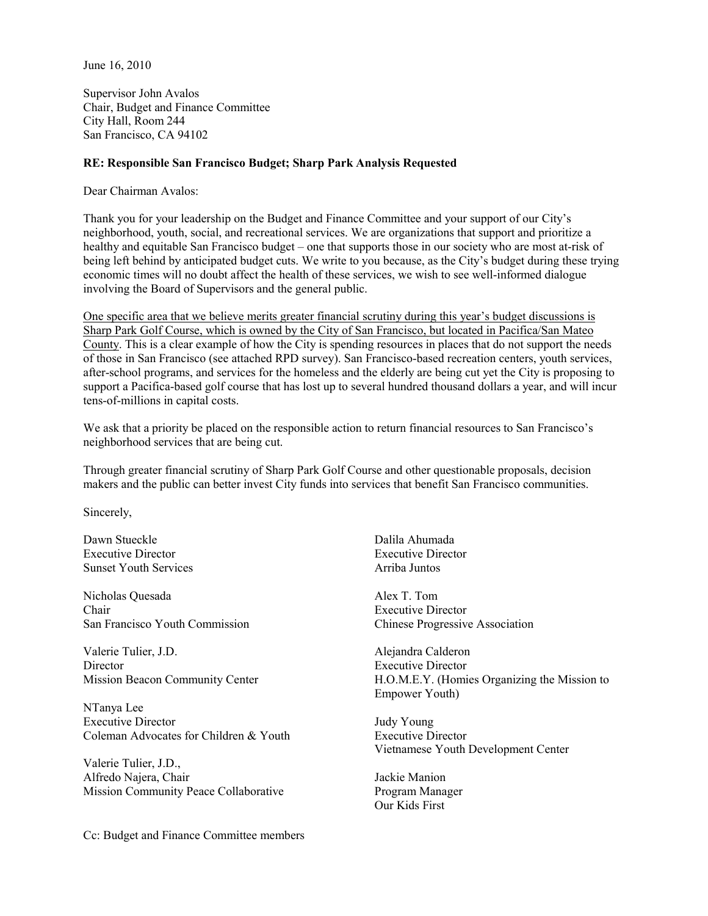June 16, 2010

Supervisor John Avalos
Chair, Budget and Finance Committee
City Hall, Room 244
San Francisco, CA 94102

**RE: Responsible San Francisco Budget; Sharp Park Analysis Requested**

Dear Chairman Avalos:

Thank you for your leadership on the Budget and Finance Committee and your support of our City's neighborhood, youth, social, and recreational services. We are organizations that support and prioritize a healthy and equitable San Francisco budget – one that supports those in our society who are most at-risk of being left behind by anticipated budget cuts. We write to you because, as the City's budget during these trying economic times will no doubt affect the health of these services, we wish to see well-informed dialogue involving the Board of Supervisors and the general public.

<u>One specific area that we believe merits greater financial scrutiny during this year's budget discussions is Sharp Park Golf Course, which is owned by the City of San Francisco, but located in Pacifica/San Mateo County.</u> This is a clear example of how the City is spending resources in places that do not support the needs of those in San Francisco (see attached RPD survey). San Francisco-based recreation centers, youth services, after-school programs, and services for the homeless and the elderly are being cut yet the City is proposing to support a Pacifica-based golf course that has lost up to several hundred thousand dollars a year, and will incur tens-of-millions in capital costs.

We ask that a priority be placed on the responsible action to return financial resources to San Francisco's neighborhood services that are being cut.

Through greater financial scrutiny of Sharp Park Golf Course and other questionable proposals, decision makers and the public can better invest City funds into services that benefit San Francisco communities.

Sincerely,

Dawn Stueckle
Executive Director
Sunset Youth Services

Nicholas Quesada
Chair
San Francisco Youth Commission

Valerie Tulier, J.D.
Director
Mission Beacon Community Center

NTanya Lee
Executive Director
Coleman Advocates for Children & Youth

Valerie Tulier, J.D.,
Alfredo Najera, Chair
Mission Community Peace Collaborative

Dalila Ahumada
Executive Director
Arriba Juntos

Alex T. Tom
Executive Director
Chinese Progressive Association

Alejandra Calderon
Executive Director
H.O.M.E.Y. (Homies Organizing the Mission to Empower Youth)

Judy Young
Executive Director
Vietnamese Youth Development Center

Jackie Manion
Program Manager
Our Kids First

Cc: Budget and Finance Committee members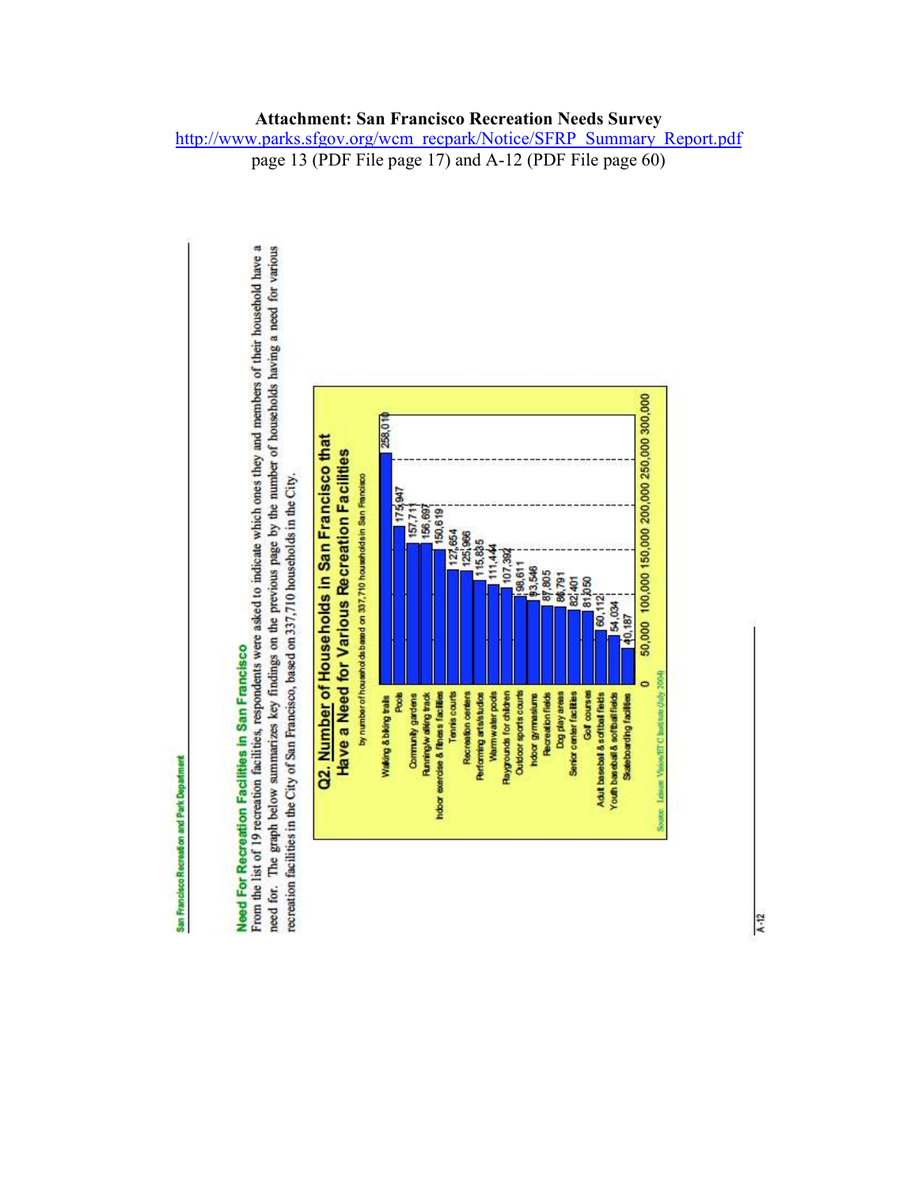**Attachment: San Francisco Recreation Needs Survey**
http://www.parks.sfgov.org/wcm_recpark/Notice/SFRP_Summary_Report.pdf
page 13 (PDF File page 17) and A-12 (PDF File page 60)

San Francisco Recreation and Park Department

### Need For Recreation Facilities in San Francisco

From the list of 19 recreation facilities, respondents were asked to indicate which ones they and members of their household have a need for. The graph below summarizes key findings on the previous page by the number of households having a need for various recreation facilities in the City of San Francisco, based on 337,710 households in the City.

Q2. Number of Households in San Francisco that Have a Need for Various Recreation Facilities

by number of households based on 337,710 households in San Francisco

Walking & biking trails 258,010
Pools 175,947
Community gardens 157,711
Running/walking track 156,697
Indoor exercise & fitness facilities 150,619
Tennis courts 127,654
Recreation centers 125,966
Performing arts/studios 115,835
Warmwater pools 111,444
Playgrounds for children 107,392
Outdoor sports courts 98,611
Indoor gymnasiums 93,546
Recreation fields 87,805
Dog play areas 86,791
Senior center facilities 82,401
Golf courses 81,050
Adult baseball & softball fields 60,112
Youth baseball & softball fields 54,034
Skateboarding facilities 40,187

0 50,000 100,000 150,000 200,000 250,000 300,000

Source: Leisure Vision/ETC Institute (July 2004)